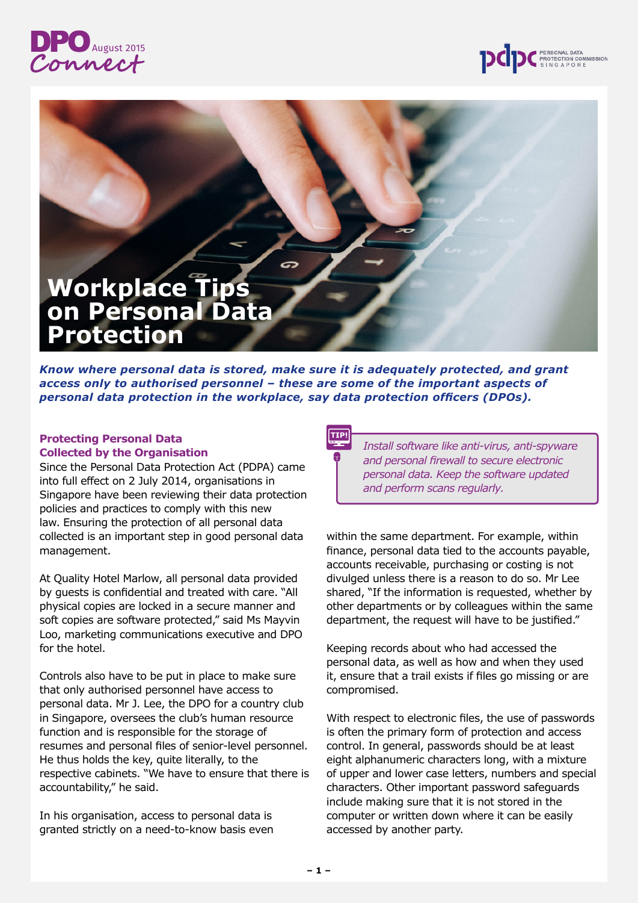DPO Connect August 2015

# Workplace Tips on Personal Data Protection

***Know where personal data is stored, make sure it is adequately protected, and grant access only to authorised personnel – these are some of the important aspects of personal data protection in the workplace, say data protection officers (DPOs).***

## Protecting Personal Data Collected by the Organisation

Since the Personal Data Protection Act (PDPA) came into full effect on 2 July 2014, organisations in Singapore have been reviewing their data protection policies and practices to comply with this new law. Ensuring the protection of all personal data collected is an important step in good personal data management.

At Quality Hotel Marlow, all personal data provided by guests is confidential and treated with care. "All physical copies are locked in a secure manner and soft copies are software protected," said Ms Mayvin Loo, marketing communications executive and DPO for the hotel.

Controls also have to be put in place to make sure that only authorised personnel have access to personal data. Mr J. Lee, the DPO for a country club in Singapore, oversees the club's human resource function and is responsible for the storage of resumes and personal files of senior-level personnel. He thus holds the key, quite literally, to the respective cabinets. "We have to ensure that there is accountability," he said.

In his organisation, access to personal data is granted strictly on a need-to-know basis even within the same department. For example, within finance, personal data tied to the accounts payable, accounts receivable, purchasing or costing is not divulged unless there is a reason to do so. Mr Lee shared, "If the information is requested, whether by other departments or by colleagues within the same department, the request will have to be justified."

> **TIP!** *Install software like anti-virus, anti-spyware and personal firewall to secure electronic personal data. Keep the software updated and perform scans regularly.*

Keeping records about who had accessed the personal data, as well as how and when they used it, ensure that a trail exists if files go missing or are compromised.

With respect to electronic files, the use of passwords is often the primary form of protection and access control. In general, passwords should be at least eight alphanumeric characters long, with a mixture of upper and lower case letters, numbers and special characters. Other important password safeguards include making sure that it is not stored in the computer or written down where it can be easily accessed by another party.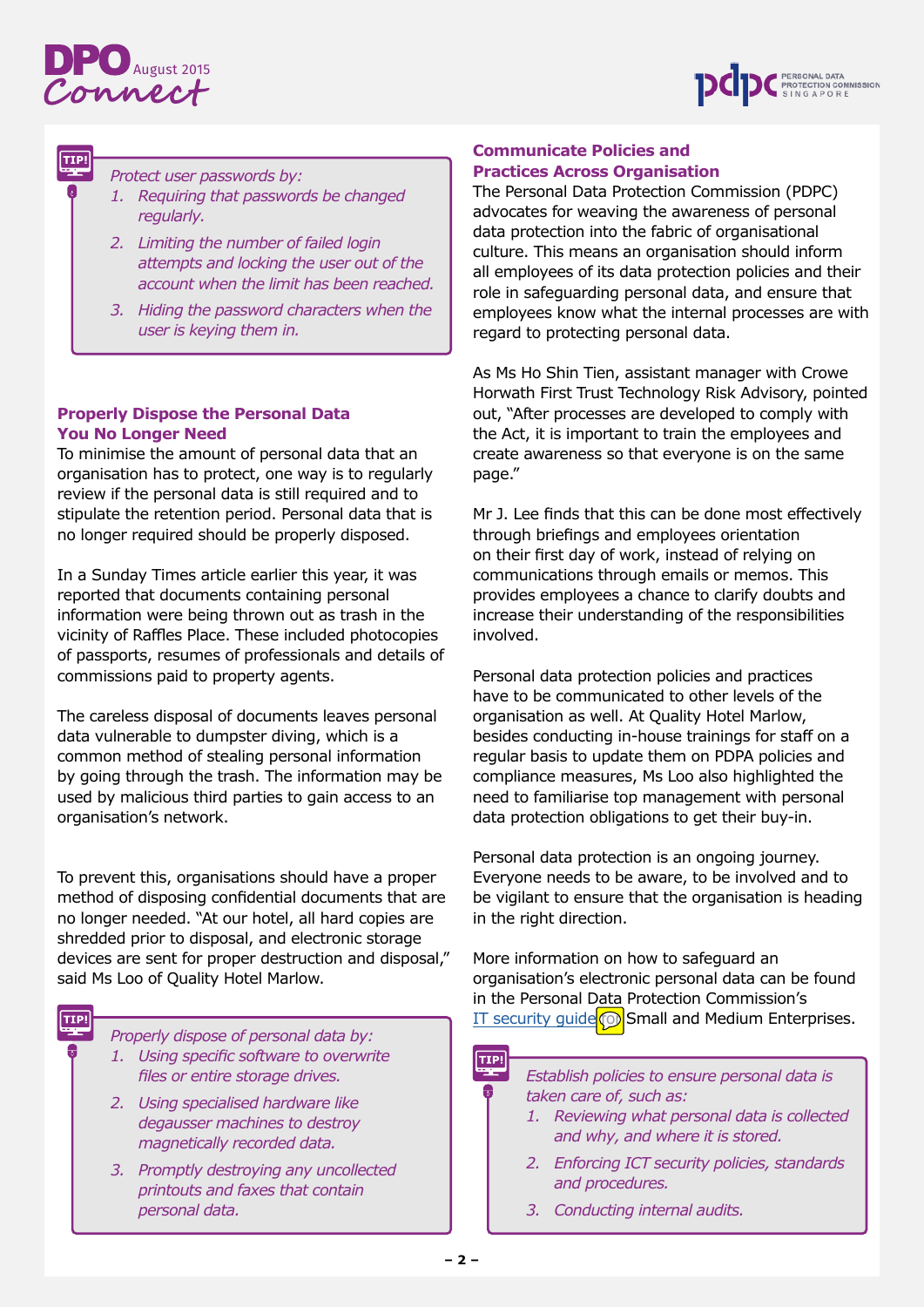TIP!

*Protect user passwords by:*

1. *Requiring that passwords be changed regularly.*
2. *Limiting the number of failed login attempts and locking the user out of the account when the limit has been reached.*
3. *Hiding the password characters when the user is keying them in.*

### Properly Dispose the Personal Data You No Longer Need

To minimise the amount of personal data that an organisation has to protect, one way is to regularly review if the personal data is still required and to stipulate the retention period. Personal data that is no longer required should be properly disposed.

In a Sunday Times article earlier this year, it was reported that documents containing personal information were being thrown out as trash in the vicinity of Raffles Place. These included photocopies of passports, resumes of professionals and details of commissions paid to property agents.

The careless disposal of documents leaves personal data vulnerable to dumpster diving, which is a common method of stealing personal information by going through the trash. The information may be used by malicious third parties to gain access to an organisation's network.

To prevent this, organisations should have a proper method of disposing confidential documents that are no longer needed. "At our hotel, all hard copies are shredded prior to disposal, and electronic storage devices are sent for proper destruction and disposal," said Ms Loo of Quality Hotel Marlow.

TIP!

*Properly dispose of personal data by:*

1. *Using specific software to overwrite files or entire storage drives.*
2. *Using specialised hardware like degausser machines to destroy magnetically recorded data.*
3. *Promptly destroying any uncollected printouts and faxes that contain personal data.*

### Communicate Policies and Practices Across Organisation

The Personal Data Protection Commission (PDPC) advocates for weaving the awareness of personal data protection into the fabric of organisational culture. This means an organisation should inform all employees of its data protection policies and their role in safeguarding personal data, and ensure that employees know what the internal processes are with regard to protecting personal data.

As Ms Ho Shin Tien, assistant manager with Crowe Horwath First Trust Technology Risk Advisory, pointed out, "After processes are developed to comply with the Act, it is important to train the employees and create awareness so that everyone is on the same page."

Mr J. Lee finds that this can be done most effectively through briefings and employees orientation on their first day of work, instead of relying on communications through emails or memos. This provides employees a chance to clarify doubts and increase their understanding of the responsibilities involved.

Personal data protection policies and practices have to be communicated to other levels of the organisation as well. At Quality Hotel Marlow, besides conducting in-house trainings for staff on a regular basis to update them on PDPA policies and compliance measures, Ms Loo also highlighted the need to familiarise top management with personal data protection obligations to get their buy-in.

Personal data protection is an ongoing journey. Everyone needs to be aware, to be involved and to be vigilant to ensure that the organisation is heading in the right direction.

More information on how to safeguard an organisation's electronic personal data can be found in the Personal Data Protection Commission's IT security guide for Small and Medium Enterprises.

TIP!

*Establish policies to ensure personal data is taken care of, such as:*

1. *Reviewing what personal data is collected and why, and where it is stored.*
2. *Enforcing ICT security policies, standards and procedures.*
3. *Conducting internal audits.*